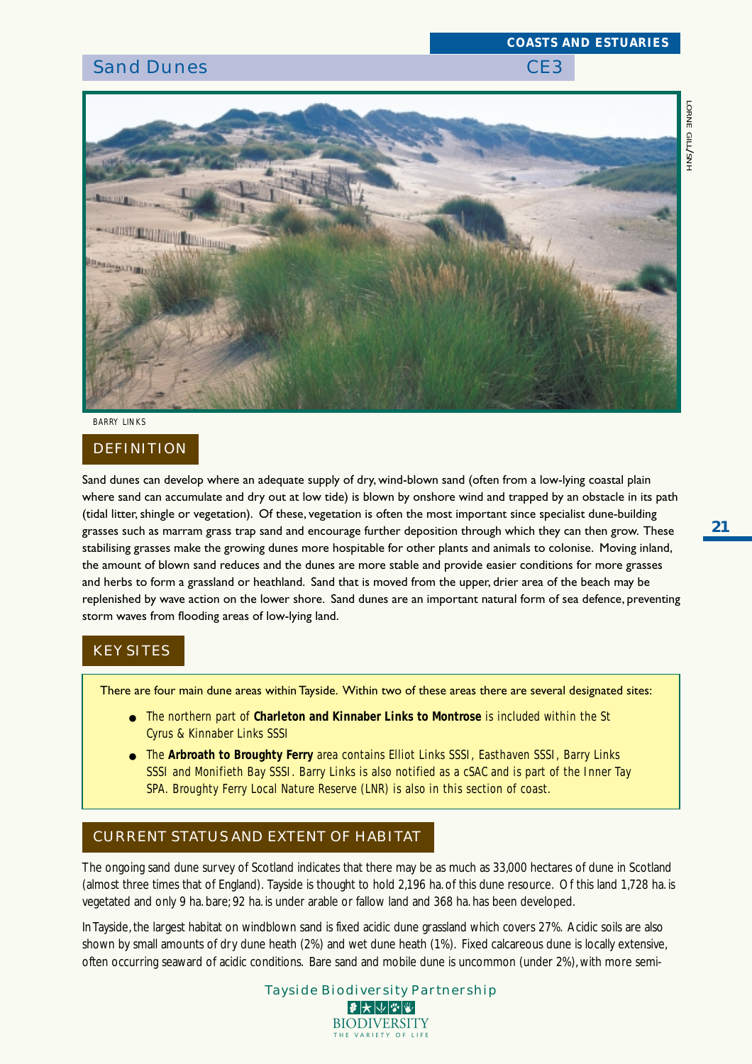# Sand Dunes

CE3

BARRY LINKS

LORNE GILL/SNH

## DEFINITION

Sand dunes can develop where an adequate supply of dry, wind-blown sand (often from a low-lying coastal plain where sand can accumulate and dry out at low tide) is blown by onshore wind and trapped by an obstacle in its path (tidal litter, shingle or vegetation). Of these, vegetation is often the most important since specialist dune-building grasses such as marram grass trap sand and encourage further deposition through which they can then grow. These stabilising grasses make the growing dunes more hospitable for other plants and animals to colonise. Moving inland, the amount of blown sand reduces and the dunes are more stable and provide easier conditions for more grasses and herbs to form a grassland or heathland. Sand that is moved from the upper, drier area of the beach may be replenished by wave action on the lower shore. Sand dunes are an important natural form of sea defence, preventing storm waves from flooding areas of low-lying land.

## KEY SITES

There are four main dune areas within Tayside. Within two of these areas there are several designated sites:

- The northern part of **Charleton and Kinnaber Links to Montrose** is included within the St Cyrus & Kinnaber Links SSSI
- The **Arbroath to Broughty Ferry** area contains Elliot Links SSSI, Easthaven SSSI, Barry Links SSSI and Monifieth Bay SSSI. Barry Links is also notified as a cSAC and is part of the Inner Tay SPA. Broughty Ferry Local Nature Reserve (LNR) is also in this section of coast.

## CURRENT STATUS AND EXTENT OF HABITAT

The ongoing sand dune survey of Scotland indicates that there may be as much as 33,000 hectares of dune in Scotland (almost three times that of England). Tayside is thought to hold 2,196 ha. of this dune resource. Of this land 1,728 ha. is vegetated and only 9 ha. bare; 92 ha. is under arable or fallow land and 368 ha. has been developed.

In Tayside, the largest habitat on windblown sand is fixed acidic dune grassland which covers 27%. Acidic soils are also shown by small amounts of dry dune heath (2%) and wet dune heath (1%). Fixed calcareous dune is locally extensive, often occurring seaward of acidic conditions. Bare sand and mobile dune is uncommon (under 2%), with more semi-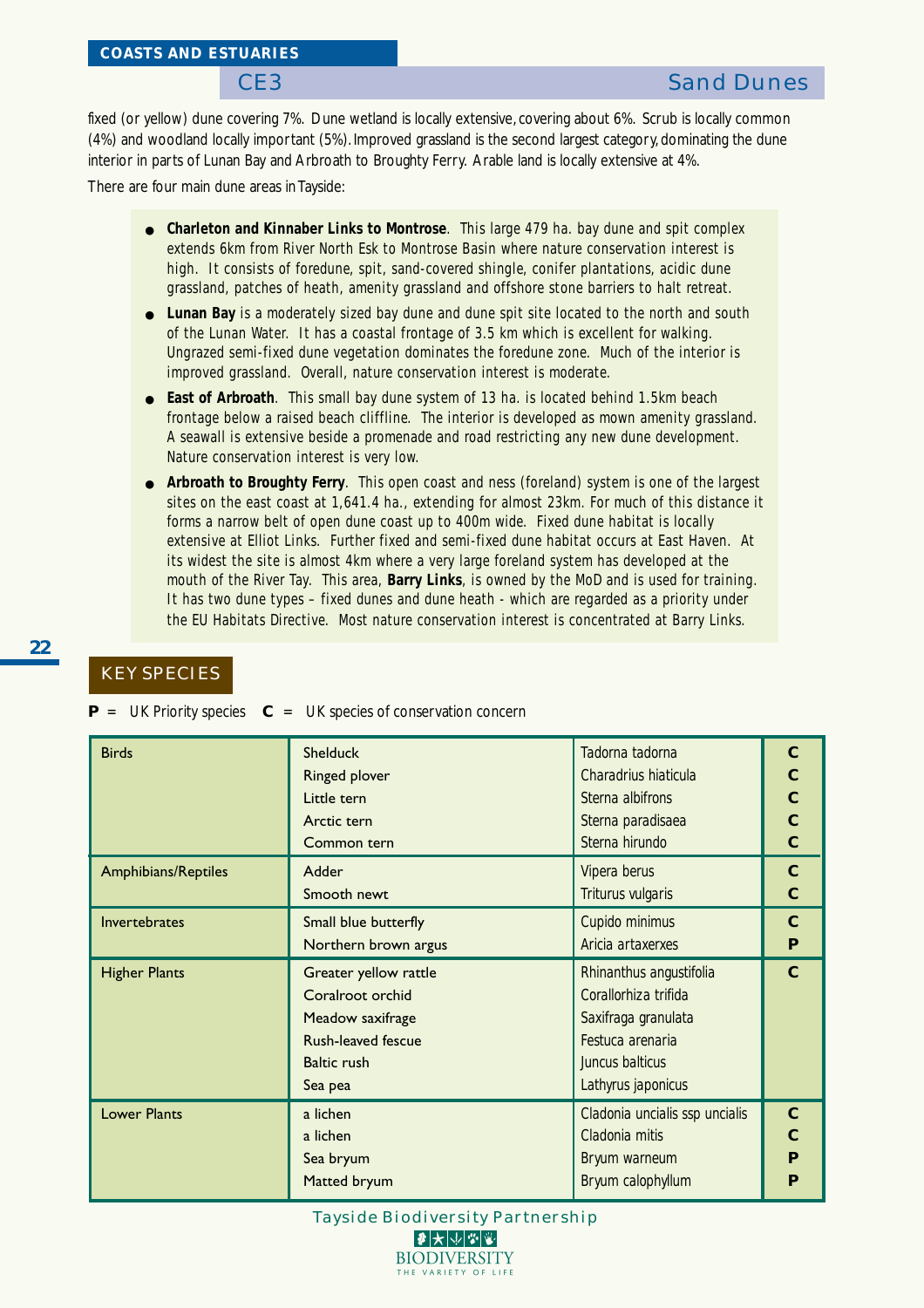fixed (or yellow) dune covering 7%. Dune wetland is locally extensive, covering about 6%. Scrub is locally common (4%) and woodland locally important (5%). Improved grassland is the second largest category, dominating the dune interior in parts of Lunan Bay and Arbroath to Broughty Ferry. Arable land is locally extensive at 4%.

There are four main dune areas in Tayside:

- **Charleton and Kinnaber Links to Montrose**. This large 479 ha. bay dune and spit complex extends 6km from River North Esk to Montrose Basin where nature conservation interest is high. It consists of foredune, spit, sand-covered shingle, conifer plantations, acidic dune grassland, patches of heath, amenity grassland and offshore stone barriers to halt retreat.
- **Lunan Bay** is a moderately sized bay dune and dune spit site located to the north and south of the Lunan Water. It has a coastal frontage of 3.5 km which is excellent for walking. Ungrazed semi-fixed dune vegetation dominates the foredune zone. Much of the interior is improved grassland. Overall, nature conservation interest is moderate.
- **East of Arbroath**. This small bay dune system of 13 ha. is located behind 1.5km beach frontage below a raised beach cliffline. The interior is developed as mown amenity grassland. A seawall is extensive beside a promenade and road restricting any new dune development. Nature conservation interest is very low.
- **Arbroath to Broughty Ferry**. This open coast and ness (foreland) system is one of the largest sites on the east coast at 1,641.4 ha., extending for almost 23km. For much of this distance it forms a narrow belt of open dune coast up to 400m wide. Fixed dune habitat is locally extensive at Elliot Links. Further fixed and semi-fixed dune habitat occurs at East Haven. At its widest the site is almost 4km where a very large foreland system has developed at the mouth of the River Tay. This area, **Barry Links**, is owned by the MoD and is used for training. It has two dune types – fixed dunes and dune heath - which are regarded as a priority under the EU Habitats Directive. Most nature conservation interest is concentrated at Barry Links.

## KEY SPECIES

**P** = UK Priority species **C** = UK species of conservation concern

| Group | Common name | Scientific name | Status |
|---|---|---|---|
| Birds | Shelduck | Tadorna tadorna | C |
| | Ringed plover | Charadrius hiaticula | C |
| | Little tern | Sterna albifrons | C |
| | Arctic tern | Sterna paradisaea | C |
| | Common tern | Sterna hirundo | C |
| Amphibians/Reptiles | Adder | Vipera berus | C |
| | Smooth newt | Triturus vulgaris | C |
| Invertebrates | Small blue butterfly | Cupido minimus | C |
| | Northern brown argus | Aricia artaxerxes | P |
| Higher Plants | Greater yellow rattle | Rhinanthus angustifolia | C |
| | Coralroot orchid | Corallorhiza trifida | |
| | Meadow saxifrage | Saxifraga granulata | |
| | Rush-leaved fescue | Festuca arenaria | |
| | Baltic rush | Juncus balticus | |
| | Sea pea | Lathyrus japonicus | |
| Lower Plants | a lichen | Cladonia uncialis ssp uncialis | C |
| | a lichen | Cladonia mitis | C |
| | Sea bryum | Bryum warneum | P |
| | Matted bryum | Bryum calophyllum | P |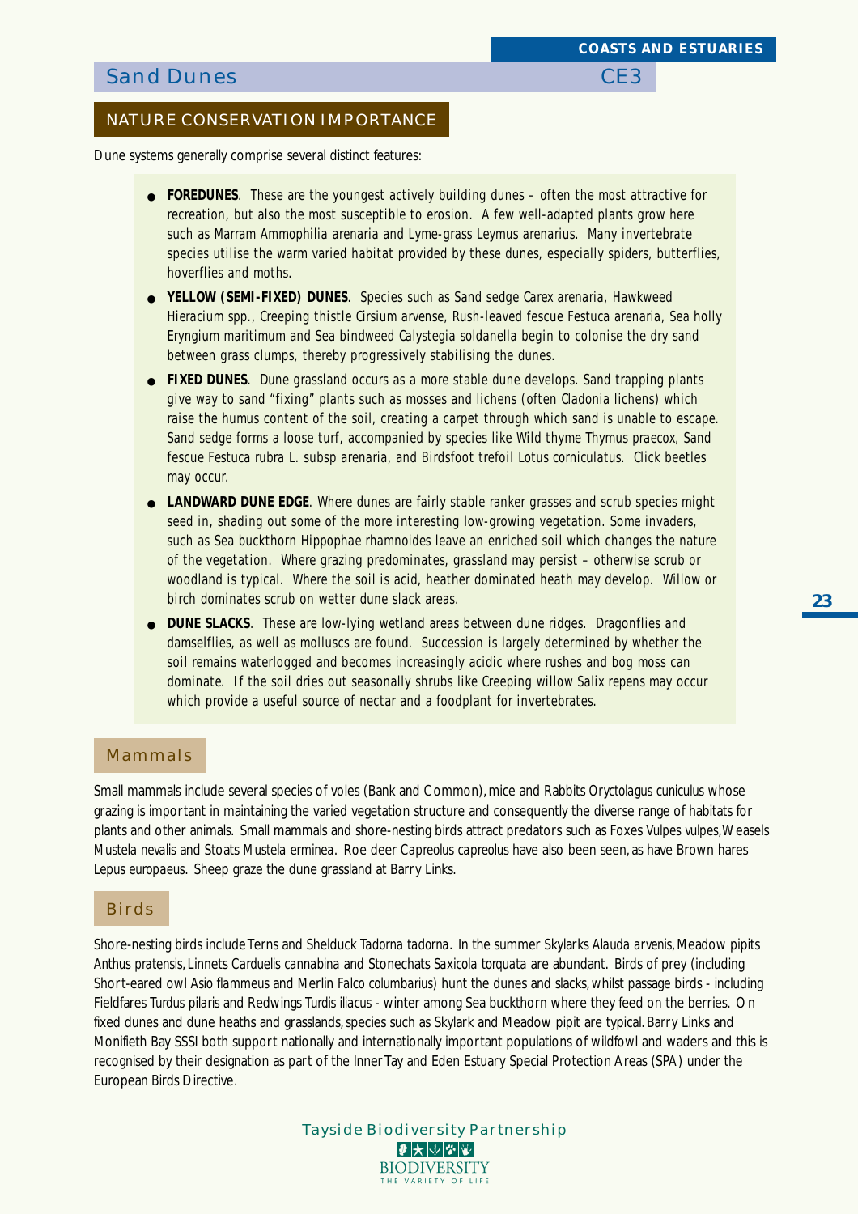# Sand Dunes CE3

## NATURE CONSERVATION IMPORTANCE

Dune systems generally comprise several distinct features:

- **FOREDUNES**. These are the youngest actively building dunes – often the most attractive for recreation, but also the most susceptible to erosion. A few well-adapted plants grow here such as Marram *Ammophilia arenaria* and Lyme-grass *Leymus arenarius*. Many invertebrate species utilise the warm varied habitat provided by these dunes, especially spiders, butterflies, hoverflies and moths.
- **YELLOW (SEMI-FIXED) DUNES**. Species such as Sand sedge *Carex arenaria*, Hawkweed *Hieracium* spp., Creeping thistle *Cirsium arvense*, Rush-leaved fescue *Festuca arenaria*, Sea holly *Eryngium maritimum* and Sea bindweed *Calystegia soldanella* begin to colonise the dry sand between grass clumps, thereby progressively stabilising the dunes.
- **FIXED DUNES**. Dune grassland occurs as a more stable dune develops. Sand trapping plants give way to sand "fixing" plants such as mosses and lichens (often *Cladonia* lichens) which raise the humus content of the soil, creating a carpet through which sand is unable to escape. Sand sedge forms a loose turf, accompanied by species like Wild thyme *Thymus praecox*, Sand fescue *Festuca rubra* L. subsp *arenaria*, and Birdsfoot trefoil *Lotus corniculatus*. Click beetles may occur.
- **LANDWARD DUNE EDGE**. Where dunes are fairly stable ranker grasses and scrub species might seed in, shading out some of the more interesting low-growing vegetation. Some invaders, such as Sea buckthorn *Hippophae rhamnoides* leave an enriched soil which changes the nature of the vegetation. Where grazing predominates, grassland may persist – otherwise scrub or woodland is typical. Where the soil is acid, heather dominated heath may develop. Willow or birch dominates scrub on wetter dune slack areas.
- **DUNE SLACKS**. These are low-lying wetland areas between dune ridges. Dragonflies and damselflies, as well as molluscs are found. Succession is largely determined by whether the soil remains waterlogged and becomes increasingly acidic where rushes and bog moss can dominate. If the soil dries out seasonally shrubs like Creeping willow *Salix repens* may occur which provide a useful source of nectar and a foodplant for invertebrates.

### Mammals

Small mammals include several species of voles (Bank and Common), mice and Rabbits *Oryctolagus cuniculus* whose grazing is important in maintaining the varied vegetation structure and consequently the diverse range of habitats for plants and other animals. Small mammals and shore-nesting birds attract predators such as Foxes *Vulpes vulpes*, Weasels *Mustela nevalis* and Stoats *Mustela erminea*. Roe deer *Capreolus capreolus* have also been seen, as have Brown hares *Lepus europaeus*. Sheep graze the dune grassland at Barry Links.

### Birds

Shore-nesting birds include Terns and Shelduck *Tadorna tadorna*. In the summer Skylarks *Alauda arvenis*, Meadow pipits *Anthus pratensis*, Linnets *Carduelis cannabina* and Stonechats *Saxicola torquata* are abundant. Birds of prey (including Short-eared owl *Asio flammeus* and Merlin *Falco columbarius*) hunt the dunes and slacks, whilst passage birds - including Fieldfares *Turdus pilaris* and Redwings *Turdis iliacus* - winter among Sea buckthorn where they feed on the berries. On fixed dunes and dune heaths and grasslands, species such as Skylark and Meadow pipit are typical. Barry Links and Monifieth Bay SSSI both support nationally and internationally important populations of wildfowl and waders and this is recognised by their designation as part of the Inner Tay and Eden Estuary Special Protection Areas (SPA) under the European Birds Directive.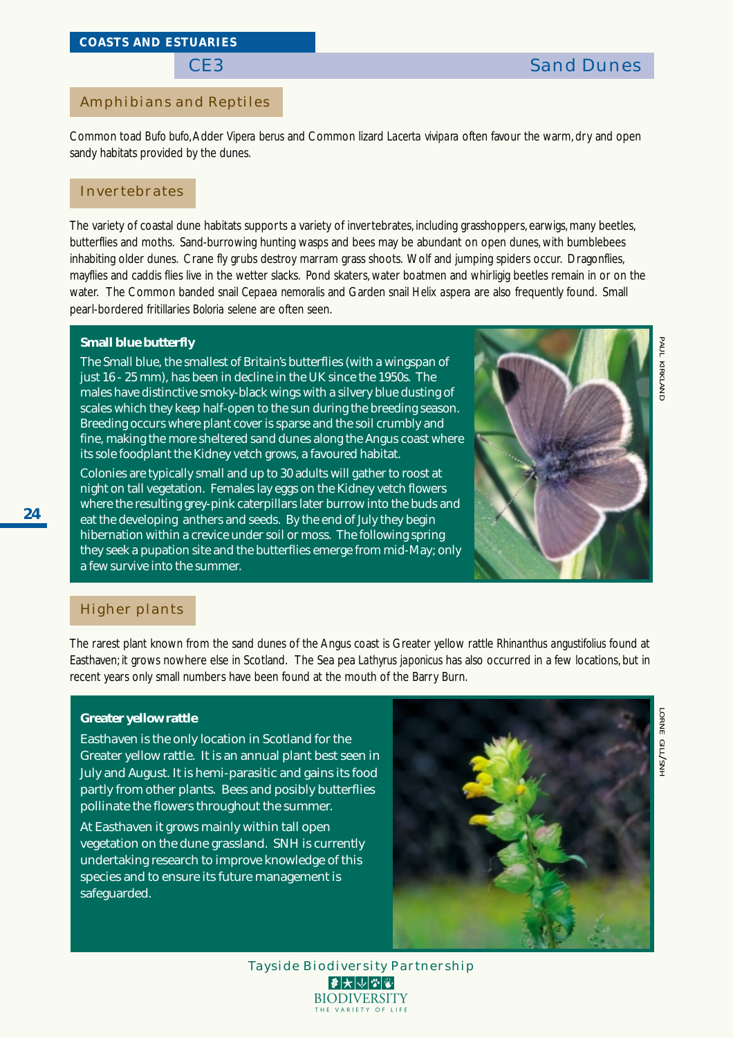**COASTS AND ESTUARIES**

## CE3 Sand Dunes

### Amphibians and Reptiles

Common toad *Bufo bufo*, Adder *Vipera berus* and Common lizard *Lacerta vivipara* often favour the warm, dry and open sandy habitats provided by the dunes.

### Invertebrates

The variety of coastal dune habitats supports a variety of invertebrates, including grasshoppers, earwigs, many beetles, butterflies and moths. Sand-burrowing hunting wasps and bees may be abundant on open dunes, with bumblebees inhabiting older dunes. Crane fly grubs destroy marram grass shoots. Wolf and jumping spiders occur. Dragonflies, mayflies and caddis flies live in the wetter slacks. Pond skaters, water boatmen and whirligig beetles remain in or on the water. The Common banded snail *Cepaea nemoralis* and Garden snail *Helix aspera* are also frequently found. Small pearl-bordered fritillaries *Boloria selene* are often seen.

**Small blue butterfly**

The Small blue, the smallest of Britain's butterflies (with a wingspan of just 16 - 25 mm), has been in decline in the UK since the 1950s. The males have distinctive smoky-black wings with a silvery blue dusting of scales which they keep half-open to the sun during the breeding season. Breeding occurs where plant cover is sparse and the soil crumbly and fine, making the more sheltered sand dunes along the Angus coast where its sole foodplant the Kidney vetch grows, a favoured habitat.

Colonies are typically small and up to 30 adults will gather to roost at night on tall vegetation. Females lay eggs on the Kidney vetch flowers where the resulting grey-pink caterpillars later burrow into the buds and eat the developing anthers and seeds. By the end of July they begin hibernation within a crevice under soil or moss. The following spring they seek a pupation site and the butterflies emerge from mid-May; only a few survive into the summer.

PAUL KIRKLAND

### Higher plants

The rarest plant known from the sand dunes of the Angus coast is Greater yellow rattle *Rhinanthus angustifolius* found at Easthaven; it grows nowhere else in Scotland. The Sea pea *Lathyrus japonicus* has also occurred in a few locations, but in recent years only small numbers have been found at the mouth of the Barry Burn.

**Greater yellow rattle**

Easthaven is the only location in Scotland for the Greater yellow rattle. It is an annual plant best seen in July and August. It is hemi-parasitic and gains its food partly from other plants. Bees and posibly butterflies pollinate the flowers throughout the summer.

At Easthaven it grows mainly within tall open vegetation on the dune grassland. SNH is currently undertaking research to improve knowledge of this species and to ensure its future management is safeguarded.

LORNE GILL/SNH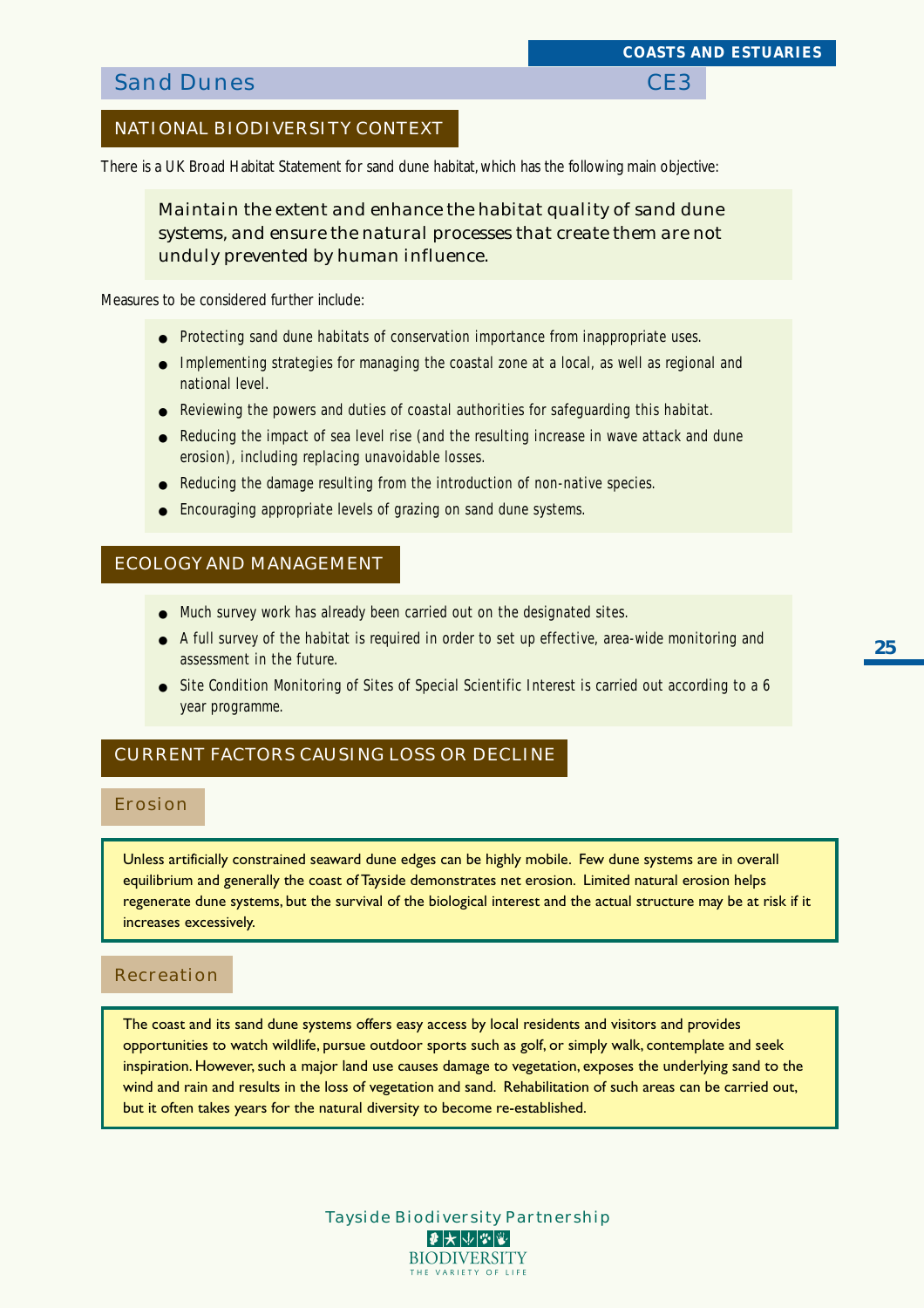## Sand Dunes CE3

### NATIONAL BIODIVERSITY CONTEXT

There is a UK Broad Habitat Statement for sand dune habitat, which has the following main objective:

> Maintain the extent and enhance the habitat quality of sand dune systems, and ensure the natural processes that create them are not unduly prevented by human influence.

Measures to be considered further include:

- Protecting sand dune habitats of conservation importance from inappropriate uses.
- Implementing strategies for managing the coastal zone at a local, as well as regional and national level.
- Reviewing the powers and duties of coastal authorities for safeguarding this habitat.
- Reducing the impact of sea level rise (and the resulting increase in wave attack and dune erosion), including replacing unavoidable losses.
- Reducing the damage resulting from the introduction of non-native species.
- Encouraging appropriate levels of grazing on sand dune systems.

### ECOLOGY AND MANAGEMENT

- Much survey work has already been carried out on the designated sites.
- A full survey of the habitat is required in order to set up effective, area-wide monitoring and assessment in the future.
- Site Condition Monitoring of Sites of Special Scientific Interest is carried out according to a 6 year programme.

### CURRENT FACTORS CAUSING LOSS OR DECLINE

#### Erosion

Unless artificially constrained seaward dune edges can be highly mobile. Few dune systems are in overall equilibrium and generally the coast of Tayside demonstrates net erosion. Limited natural erosion helps regenerate dune systems, but the survival of the biological interest and the actual structure may be at risk if it increases excessively.

#### Recreation

The coast and its sand dune systems offers easy access by local residents and visitors and provides opportunities to watch wildlife, pursue outdoor sports such as golf, or simply walk, contemplate and seek inspiration. However, such a major land use causes damage to vegetation, exposes the underlying sand to the wind and rain and results in the loss of vegetation and sand. Rehabilitation of such areas can be carried out, but it often takes years for the natural diversity to become re-established.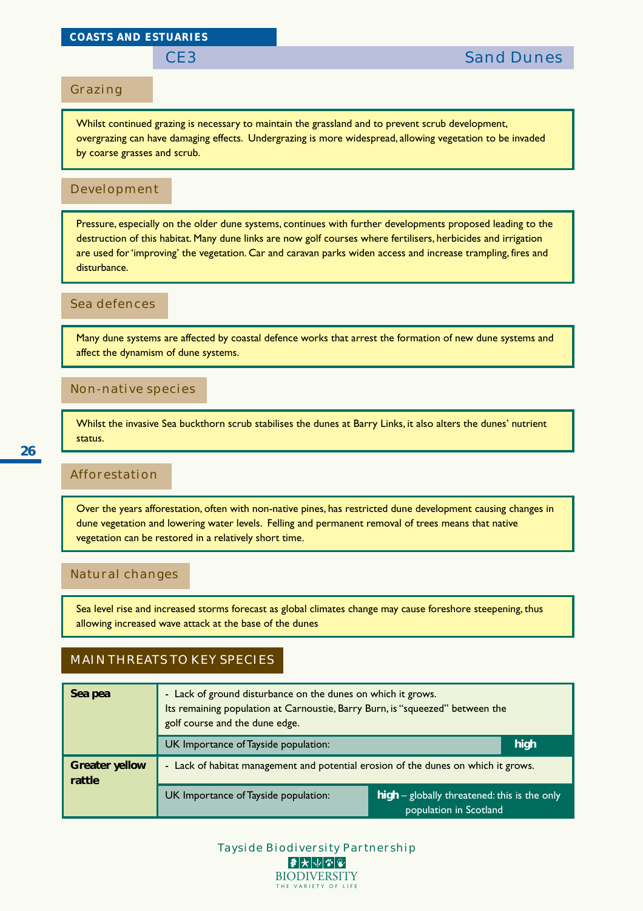## COASTS AND ESTUARIES

## CE3 Sand Dunes

### Grazing

Whilst continued grazing is necessary to maintain the grassland and to prevent scrub development, overgrazing can have damaging effects. Undergrazing is more widespread, allowing vegetation to be invaded by coarse grasses and scrub.

### Development

Pressure, especially on the older dune systems, continues with further developments proposed leading to the destruction of this habitat. Many dune links are now golf courses where fertilisers, herbicides and irrigation are used for 'improving' the vegetation. Car and caravan parks widen access and increase trampling, fires and disturbance.

### Sea defences

Many dune systems are affected by coastal defence works that arrest the formation of new dune systems and affect the dynamism of dune systems.

### Non-native species

Whilst the invasive Sea buckthorn scrub stabilises the dunes at Barry Links, it also alters the dunes' nutrient status.

### Afforestation

Over the years afforestation, often with non-native pines, has restricted dune development causing changes in dune vegetation and lowering water levels. Felling and permanent removal of trees means that native vegetation can be restored in a relatively short time.

### Natural changes

Sea level rise and increased storms forecast as global climates change may cause foreshore steepening, thus allowing increased wave attack at the base of the dunes

### MAIN THREATS TO KEY SPECIES

| Species | Threats | |
|---|---|---|
| **Sea pea** | - Lack of ground disturbance on the dunes on which it grows. Its remaining population at Carnoustie, Barry Burn, is "squeezed" between the golf course and the dune edge. | |
| | UK Importance of Tayside population: | **high** |
| **Greater yellow rattle** | - Lack of habitat management and potential erosion of the dunes on which it grows. | |
| | UK Importance of Tayside population: | **high** – globally threatened: this is the only population in Scotland |

Tayside Biodiversity Partnership

BIODIVERSITY THE VARIETY OF LIFE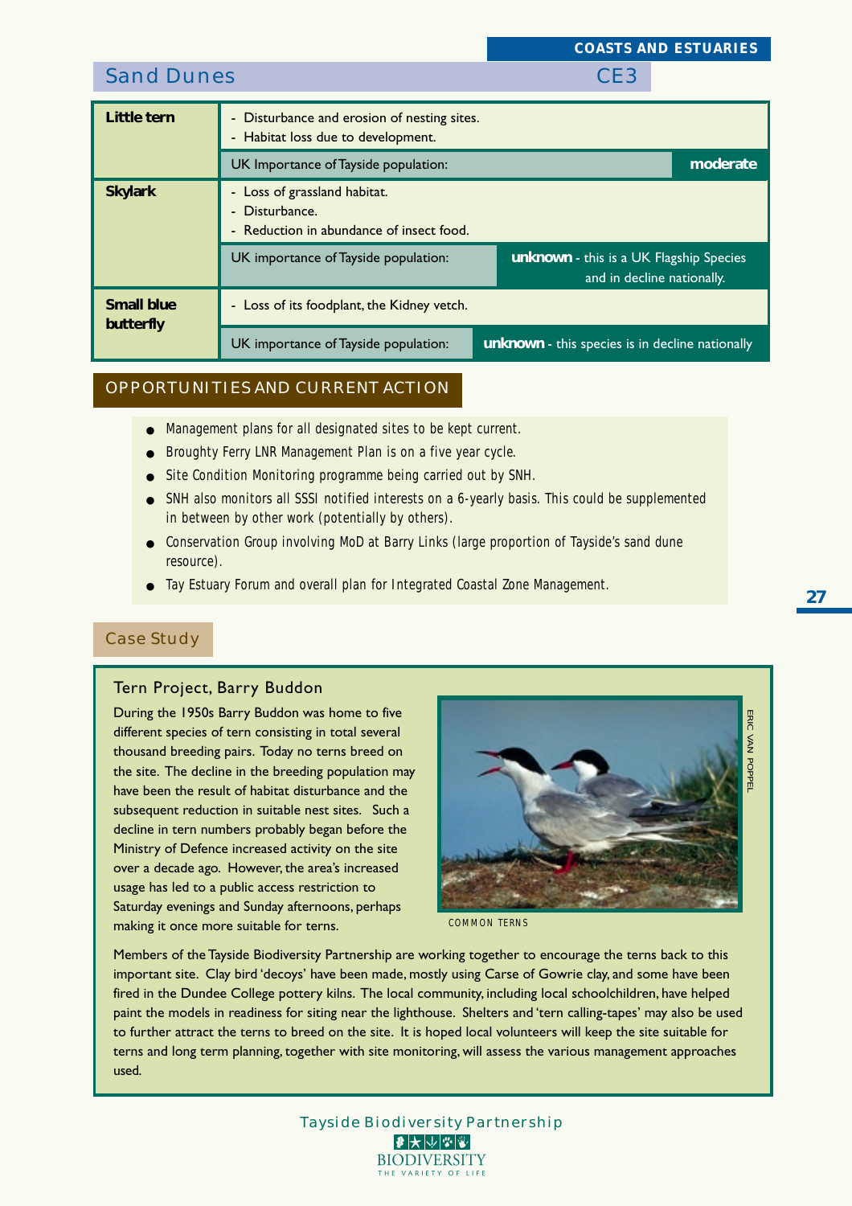## Sand Dunes CE3

| Species | Threats / UK Importance |
|---|---|
| **Little tern** | - Disturbance and erosion of nesting sites.<br>- Habitat loss due to development. |
| | UK Importance of Tayside population: **moderate** |
| **Skylark** | - Loss of grassland habitat.<br>- Disturbance.<br>- Reduction in abundance of insect food. |
| | UK importance of Tayside population: **unknown** - this is a UK Flagship Species and in decline nationally. |
| **Small blue butterfly** | - Loss of its foodplant, the Kidney vetch. |
| | UK importance of Tayside population: **unknown** - this species is in decline nationally |

## OPPORTUNITIES AND CURRENT ACTION

- Management plans for all designated sites to be kept current.
- Broughty Ferry LNR Management Plan is on a five year cycle.
- Site Condition Monitoring programme being carried out by SNH.
- SNH also monitors all SSSI notified interests on a 6-yearly basis. This could be supplemented in between by other work (potentially by others).
- Conservation Group involving MoD at Barry Links (large proportion of Tayside's sand dune resource).
- Tay Estuary Forum and overall plan for Integrated Coastal Zone Management.

## Case Study

### Tern Project, Barry Buddon

During the 1950s Barry Buddon was home to five different species of tern consisting in total several thousand breeding pairs. Today no terns breed on the site. The decline in the breeding population may have been the result of habitat disturbance and the subsequent reduction in suitable nest sites. Such a decline in tern numbers probably began before the Ministry of Defence increased activity on the site over a decade ago. However, the area's increased usage has led to a public access restriction to Saturday evenings and Sunday afternoons, perhaps making it once more suitable for terns.

COMMON TERNS

ERIC VAN POPPEL

Members of the Tayside Biodiversity Partnership are working together to encourage the terns back to this important site. Clay bird 'decoys' have been made, mostly using Carse of Gowrie clay, and some have been fired in the Dundee College pottery kilns. The local community, including local schoolchildren, have helped paint the models in readiness for siting near the lighthouse. Shelters and 'tern calling-tapes' may also be used to further attract the terns to breed on the site. It is hoped local volunteers will keep the site suitable for terns and long term planning, together with site monitoring, will assess the various management approaches used.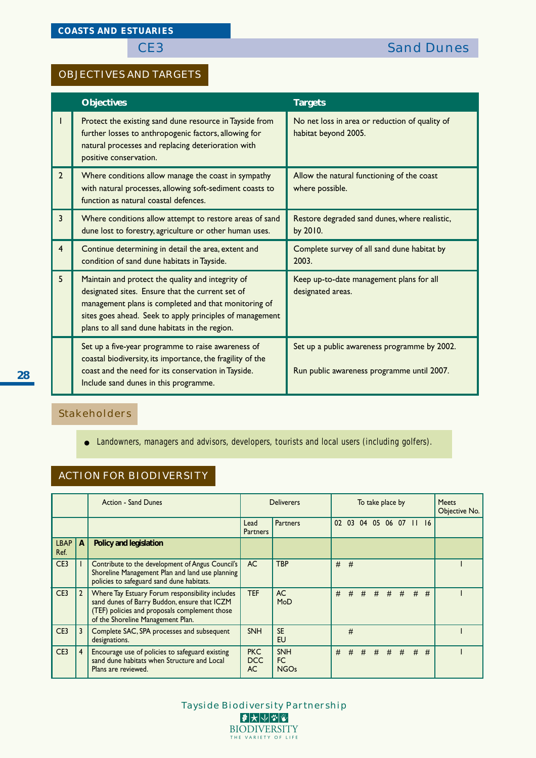COASTS AND ESTUARIES

# CE3 Sand Dunes

## OBJECTIVES AND TARGETS

| | Objectives | Targets |
|---|---|---|
| 1 | Protect the existing sand dune resource in Tayside from further losses to anthropogenic factors, allowing for natural processes and replacing deterioration with positive conservation. | No net loss in area or reduction of quality of habitat beyond 2005. |
| 2 | Where conditions allow manage the coast in sympathy with natural processes, allowing soft-sediment coasts to function as natural coastal defences. | Allow the natural functioning of the coast where possible. |
| 3 | Where conditions allow attempt to restore areas of sand dune lost to forestry, agriculture or other human uses. | Restore degraded sand dunes, where realistic, by 2010. |
| 4 | Continue determining in detail the area, extent and condition of sand dune habitats in Tayside. | Complete survey of all sand dune habitat by 2003. |
| 5 | Maintain and protect the quality and integrity of designated sites. Ensure that the current set of management plans is completed and that monitoring of sites goes ahead. Seek to apply principles of management plans to all sand dune habitats in the region. | Keep up-to-date management plans for all designated areas. |
| | Set up a five-year programme to raise awareness of coastal biodiversity, its importance, the fragility of the coast and the need for its conservation in Tayside. Include sand dunes in this programme. | Set up a public awareness programme by 2002.<br><br>Run public awareness programme until 2007. |

## Stakeholders

- Landowners, managers and advisors, developers, tourists and local users (including golfers).

## ACTION FOR BIODIVERSITY

| | | Action - Sand Dunes | Deliverers | | To take place by | | | | | | | | Meets Objective No. |
|---|---|---|---|---|---|---|---|---|---|---|---|---|---|
| | | | Lead Partners | Partners | 02 | 03 | 04 | 05 | 06 | 07 | 11 | 16 | |
| LBAP Ref. | A | **Policy and legislation** | | | | | | | | | | | |
| CE3 | 1 | Contribute to the development of Angus Council's Shoreline Management Plan and land use planning policies to safeguard sand dune habitats. | AC | TBP | # | # | | | | | | | 1 |
| CE3 | 2 | Where Tay Estuary Forum responsibility includes sand dunes of Barry Buddon, ensure that ICZM (TEF) policies and proposals complement those of the Shoreline Management Plan. | TEF | AC<br>MoD | # | # | # | # | # | # | # | # | 1 |
| CE3 | 3 | Complete SAC, SPA processes and subsequent designations. | SNH | SE<br>EU | | # | | | | | | | 1 |
| CE3 | 4 | Encourage use of policies to safeguard existing sand dune habitats when Structure and Local Plans are reviewed. | PKC<br>DCC<br>AC | SNH<br>FC<br>NGOs | # | # | # | # | # | # | # | # | 1 |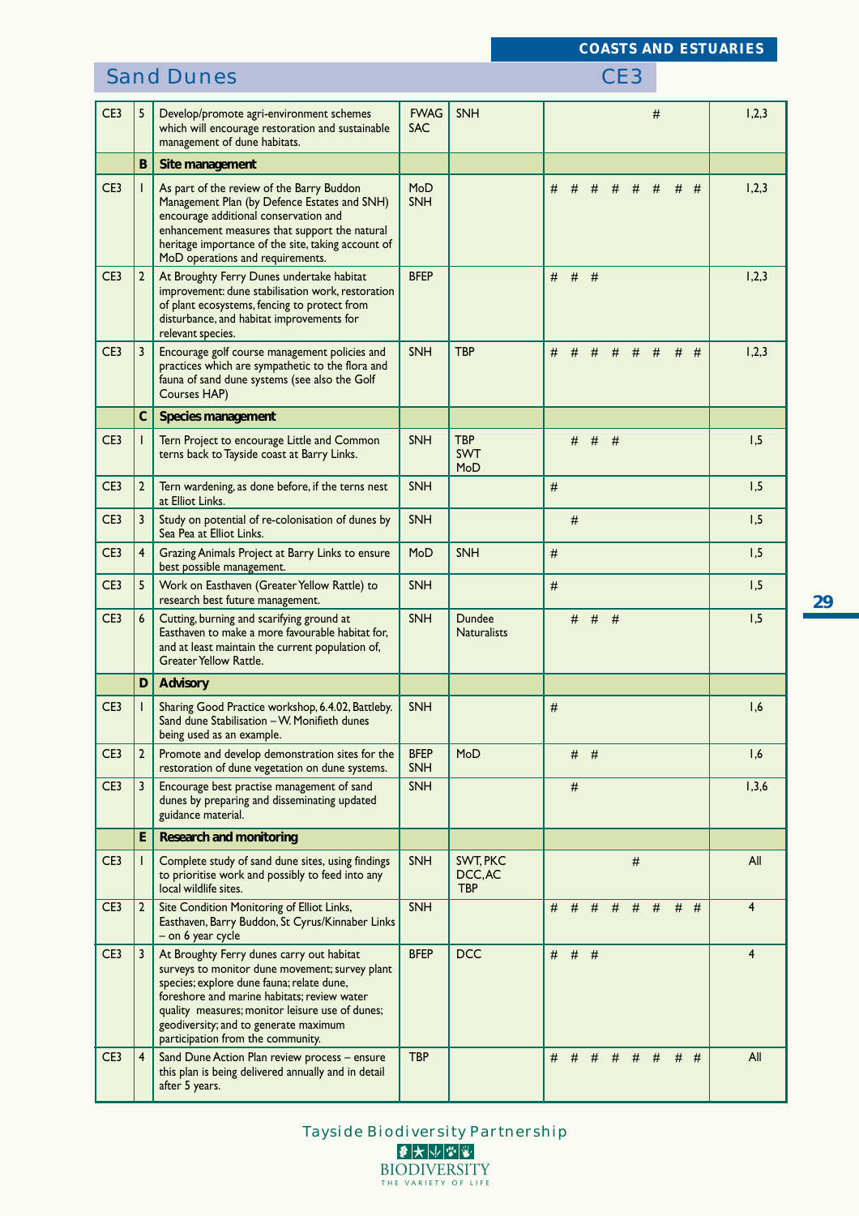## COASTS AND ESTUARIES

# Sand Dunes CE3

| | | | | | | |
|---|---|---|---|---|---|---|
| CE3 | 5 | Develop/promote agri-environment schemes which will encourage restoration and sustainable management of dune habitats. | FWAG SAC | SNH | # | 1,2,3 |
| | **B** | **Site management** | | | | |
| CE3 | 1 | As part of the review of the Barry Buddon Management Plan (by Defence Estates and SNH) encourage additional conservation and enhancement measures that support the natural heritage importance of the site, taking account of MoD operations and requirements. | MoD SNH | | # # # # # # # # | 1,2,3 |
| CE3 | 2 | At Broughty Ferry Dunes undertake habitat improvement: dune stabilisation work, restoration of plant ecosystems, fencing to protect from disturbance, and habitat improvements for relevant species. | BFEP | | # # # | 1,2,3 |
| CE3 | 3 | Encourage golf course management policies and practices which are sympathetic to the flora and fauna of sand dune systems (see also the Golf Courses HAP) | SNH | TBP | # # # # # # # # | 1,2,3 |
| | **C** | **Species management** | | | | |
| CE3 | 1 | Tern Project to encourage Little and Common terns back to Tayside coast at Barry Links. | SNH | TBP SWT MoD | # # # | 1,5 |
| CE3 | 2 | Tern wardening, as done before, if the terns nest at Elliot Links. | SNH | | # | 1,5 |
| CE3 | 3 | Study on potential of re-colonisation of dunes by Sea Pea at Elliot Links. | SNH | | # | 1,5 |
| CE3 | 4 | Grazing Animals Project at Barry Links to ensure best possible management. | MoD | SNH | # | 1,5 |
| CE3 | 5 | Work on Easthaven (Greater Yellow Rattle) to research best future management. | SNH | | # | 1,5 |
| CE3 | 6 | Cutting, burning and scarifying ground at Easthaven to make a more favourable habitat for, and at least maintain the current population of, Greater Yellow Rattle. | SNH | Dundee Naturalists | # # # | 1,5 |
| | **D** | **Advisory** | | | | |
| CE3 | 1 | Sharing Good Practice workshop, 6.4.02, Battleby. Sand dune Stabilisation – W. Monifieth dunes being used as an example. | SNH | | # | 1,6 |
| CE3 | 2 | Promote and develop demonstration sites for the restoration of dune vegetation on dune systems. | BFEP SNH | MoD | # # | 1,6 |
| CE3 | 3 | Encourage best practise management of sand dunes by preparing and disseminating updated guidance material. | SNH | | # | 1,3,6 |
| | **E** | **Research and monitoring** | | | | |
| CE3 | 1 | Complete study of sand dune sites, using findings to prioritise work and possibly to feed into any local wildlife sites. | SNH | SWT, PKC DCC, AC TBP | # | All |
| CE3 | 2 | Site Condition Monitoring of Elliot Links, Easthaven, Barry Buddon, St Cyrus/Kinnaber Links – on 6 year cycle | SNH | | # # # # # # # # | 4 |
| CE3 | 3 | At Broughty Ferry dunes carry out habitat surveys to monitor dune movement; survey plant species; explore dune fauna; relate dune, foreshore and marine habitats; review water quality measures; monitor leisure use of dunes; geodiversity; and to generate maximum participation from the community. | BFEP | DCC | # # # | 4 |
| CE3 | 4 | Sand Dune Action Plan review process – ensure this plan is being delivered annually and in detail after 5 years. | TBP | | # # # # # # # # | All |

Tayside Biodiversity Partnership

BIODIVERSITY
THE VARIETY OF LIFE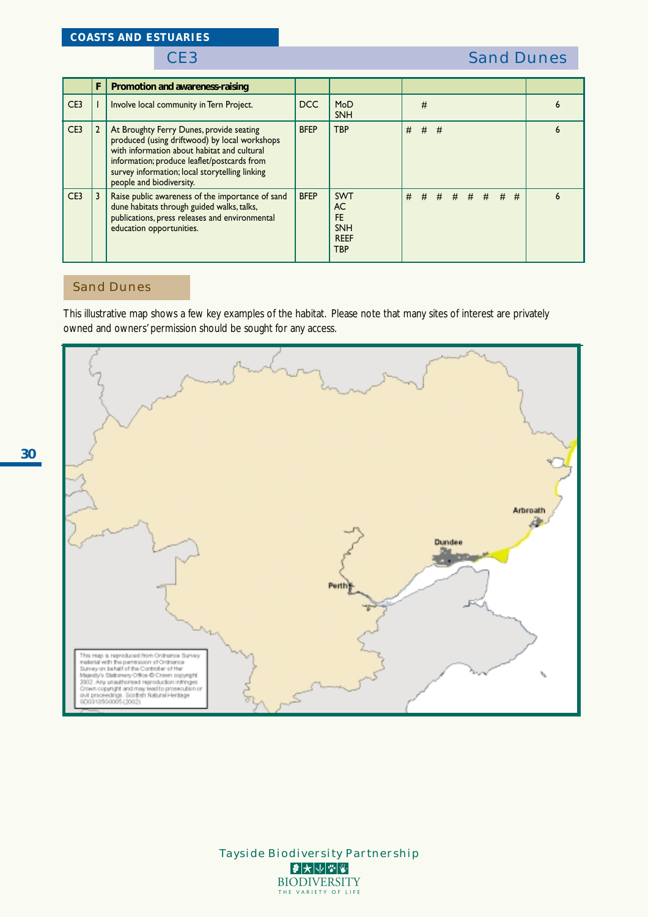COASTS AND ESTUARIES

## CE3 Sand Dunes

| | F | Promotion and awareness-raising | | | | |
|---|---|---|---|---|---|---|
| CE3 | 1 | Involve local community in Tern Project. | DCC | MoD SNH | # | 6 |
| CE3 | 2 | At Broughty Ferry Dunes, provide seating produced (using driftwood) by local workshops with information about habitat and cultural information; produce leaflet/postcards from survey information; local storytelling linking people and biodiversity. | BFEP | TBP | # # # | 6 |
| CE3 | 3 | Raise public awareness of the importance of sand dune habitats through guided walks, talks, publications, press releases and environmental education opportunities. | BFEP | SWT AC FE SNH REEF TBP | # # # # # # # # | 6 |

## Sand Dunes

This illustrative map shows a few key examples of the habitat. Please note that many sites of interest are privately owned and owners' permission should be sought for any access.

Arbroath

Dundee

Perth

This map is reproduced from Ordnance Survey material with the permission of Ordnance Survey on behalf of the Controller of Her Majesty's Stationery Office © Crown copyright 2002. Any unauthorised reproduction infringes Crown copyright and may lead to prosecution or civil proceedings. Scottish Natural Heritage GD03135G0005 (2002)

Tayside Biodiversity Partnership

BIODIVERSITY THE VARIETY OF LIFE